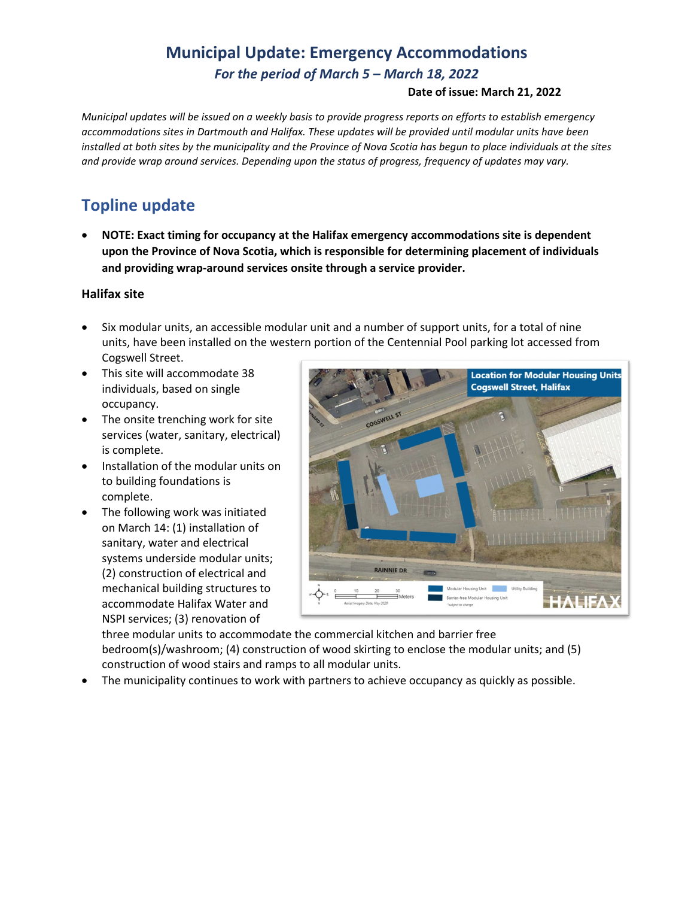# Municipal Update: Emergency Accommodations

***For the period of March 5 – March 18, 2022***

**Date of issue: March 21, 2022**

*Municipal updates will be issued on a weekly basis to provide progress reports on efforts to establish emergency accommodations sites in Dartmouth and Halifax. These updates will be provided until modular units have been installed at both sites by the municipality and the Province of Nova Scotia has begun to place individuals at the sites and provide wrap around services. Depending upon the status of progress, frequency of updates may vary.*

## Topline update

- **NOTE: Exact timing for occupancy at the Halifax emergency accommodations site is dependent upon the Province of Nova Scotia, which is responsible for determining placement of individuals and providing wrap-around services onsite through a service provider.**

### Halifax site

- Six modular units, an accessible modular unit and a number of support units, for a total of nine units, have been installed on the western portion of the Centennial Pool parking lot accessed from Cogswell Street.
- This site will accommodate 38 individuals, based on single occupancy.
- The onsite trenching work for site services (water, sanitary, electrical) is complete.
- Installation of the modular units on to building foundations is complete.
- The following work was initiated on March 14: (1) installation of sanitary, water and electrical systems underside modular units; (2) construction of electrical and mechanical building structures to accommodate Halifax Water and NSPI services; (3) renovation of three modular units to accommodate the commercial kitchen and barrier free bedroom(s)/washroom; (4) construction of wood skirting to enclose the modular units; and (5) construction of wood stairs and ramps to all modular units.
- The municipality continues to work with partners to achieve occupancy as quickly as possible.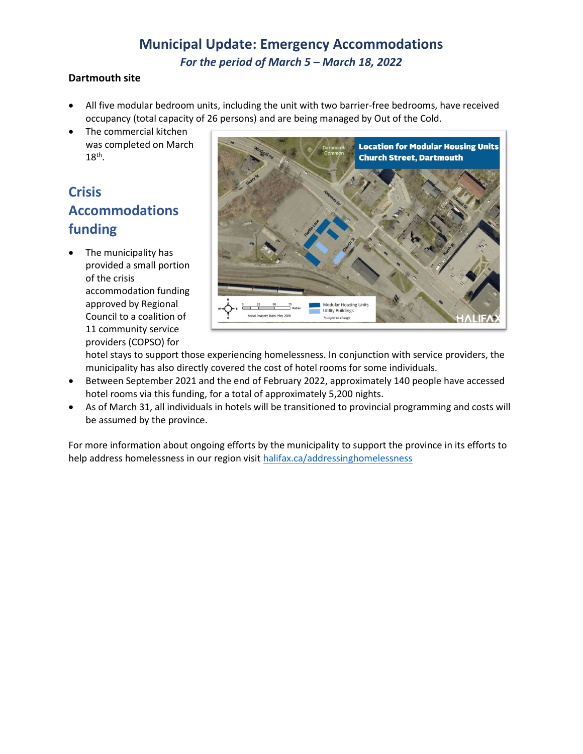# Municipal Update: Emergency Accommodations

***For the period of March 5 – March 18, 2022***

**Dartmouth site**

- All five modular bedroom units, including the unit with two barrier-free bedrooms, have received occupancy (total capacity of 26 persons) and are being managed by Out of the Cold.
- The commercial kitchen was completed on March 18th.

## Crisis Accommodations funding

- The municipality has provided a small portion of the crisis accommodation funding approved by Regional Council to a coalition of 11 community service providers (COPSO) for hotel stays to support those experiencing homelessness. In conjunction with service providers, the municipality has also directly covered the cost of hotel rooms for some individuals.
- Between September 2021 and the end of February 2022, approximately 140 people have accessed hotel rooms via this funding, for a total of approximately 5,200 nights.
- As of March 31, all individuals in hotels will be transitioned to provincial programming and costs will be assumed by the province.

For more information about ongoing efforts by the municipality to support the province in its efforts to help address homelessness in our region visit [halifax.ca/addressinghomelessness](halifax.ca/addressinghomelessness)